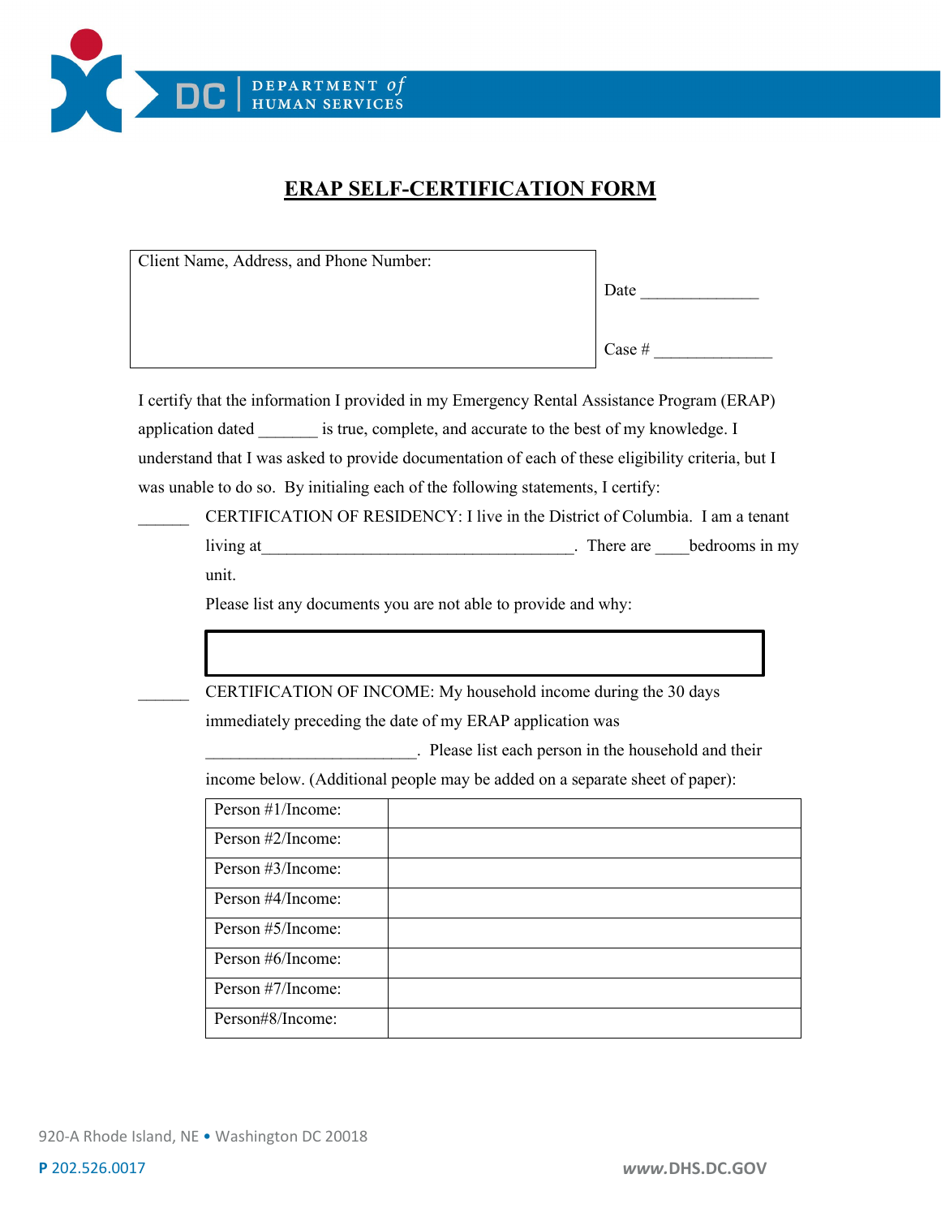DC DEPARTMENT of HUMAN SERVICES

# ERAP SELF-CERTIFICATION FORM

| Client Name, Address, and Phone Number: | Date ______________ <br> Case # ______________ |
|---|---|

I certify that the information I provided in my Emergency Rental Assistance Program (ERAP) application dated _______ is true, complete, and accurate to the best of my knowledge. I understand that I was asked to provide documentation of each of these eligibility criteria, but I was unable to do so. By initialing each of the following statements, I certify:

______ CERTIFICATION OF RESIDENCY: I live in the District of Columbia. I am a tenant living at_____________________________________. There are ____bedrooms in my unit.

Please list any documents you are not able to provide and why:

| |
|---|
| |

______ CERTIFICATION OF INCOME: My household income during the 30 days immediately preceding the date of my ERAP application was ________________________. Please list each person in the household and their income below. (Additional people may be added on a separate sheet of paper):

| | |
|---|---|
| Person #1/Income: | |
| Person #2/Income: | |
| Person #3/Income: | |
| Person #4/Income: | |
| Person #5/Income: | |
| Person #6/Income: | |
| Person #7/Income: | |
| Person#8/Income: | |

920-A Rhode Island, NE • Washington DC 20018

P 202.526.0017

www.DHS.DC.GOV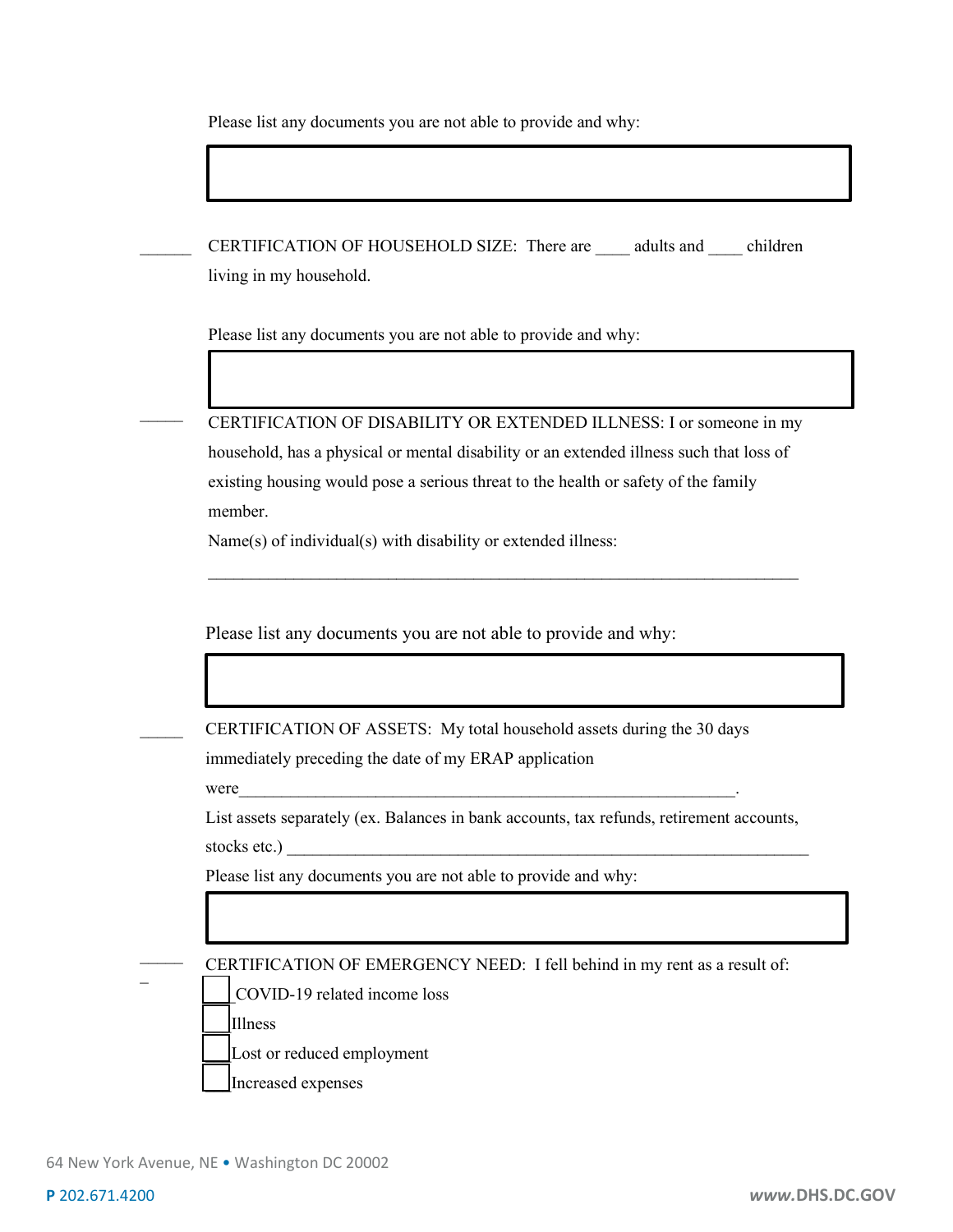Please list any documents you are not able to provide and why:

______ CERTIFICATION OF HOUSEHOLD SIZE: There are ____ adults and ____ children living in my household.

Please list any documents you are not able to provide and why:

______ CERTIFICATION OF DISABILITY OR EXTENDED ILLNESS: I or someone in my household, has a physical or mental disability or an extended illness such that loss of existing housing would pose a serious threat to the health or safety of the family member.

Name(s) of individual(s) with disability or extended illness:

_________________________________________________________________________

Please list any documents you are not able to provide and why:

_____ CERTIFICATION OF ASSETS: My total household assets during the 30 days immediately preceding the date of my ERAP application were_____________________________________________________________.

List assets separately (ex. Balances in bank accounts, tax refunds, retirement accounts, stocks etc.) _________________________________________________________________

Please list any documents you are not able to provide and why:

______ CERTIFICATION OF EMERGENCY NEED: I fell behind in my rent as a result of:

- ☐ COVID-19 related income loss
- ☐ Illness
- ☐ Lost or reduced employment
- ☐ Increased expenses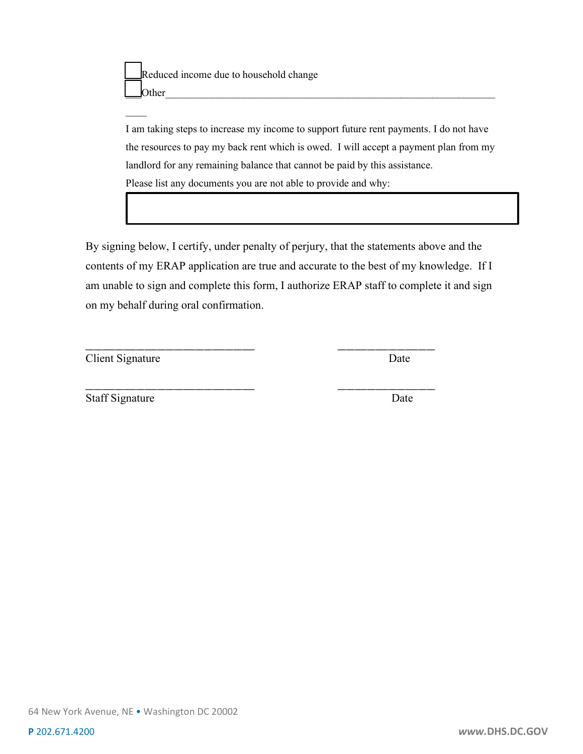☐ Reduced income due to household change

☐ Other____________________________________________________________________

I am taking steps to increase my income to support future rent payments. I do not have the resources to pay my back rent which is owed. I will accept a payment plan from my landlord for any remaining balance that cannot be paid by this assistance.

Please list any documents you are not able to provide and why:

| |
|---|
| |

By signing below, I certify, under penalty of perjury, that the statements above and the contents of my ERAP application are true and accurate to the best of my knowledge. If I am unable to sign and complete this form, I authorize ERAP staff to complete it and sign on my behalf during oral confirmation.

____________________________ ________________

Client Signature Date

____________________________ ________________

Staff Signature Date

64 New York Avenue, NE • Washington DC 20002

P 202.671.4200 www.DHS.DC.GOV